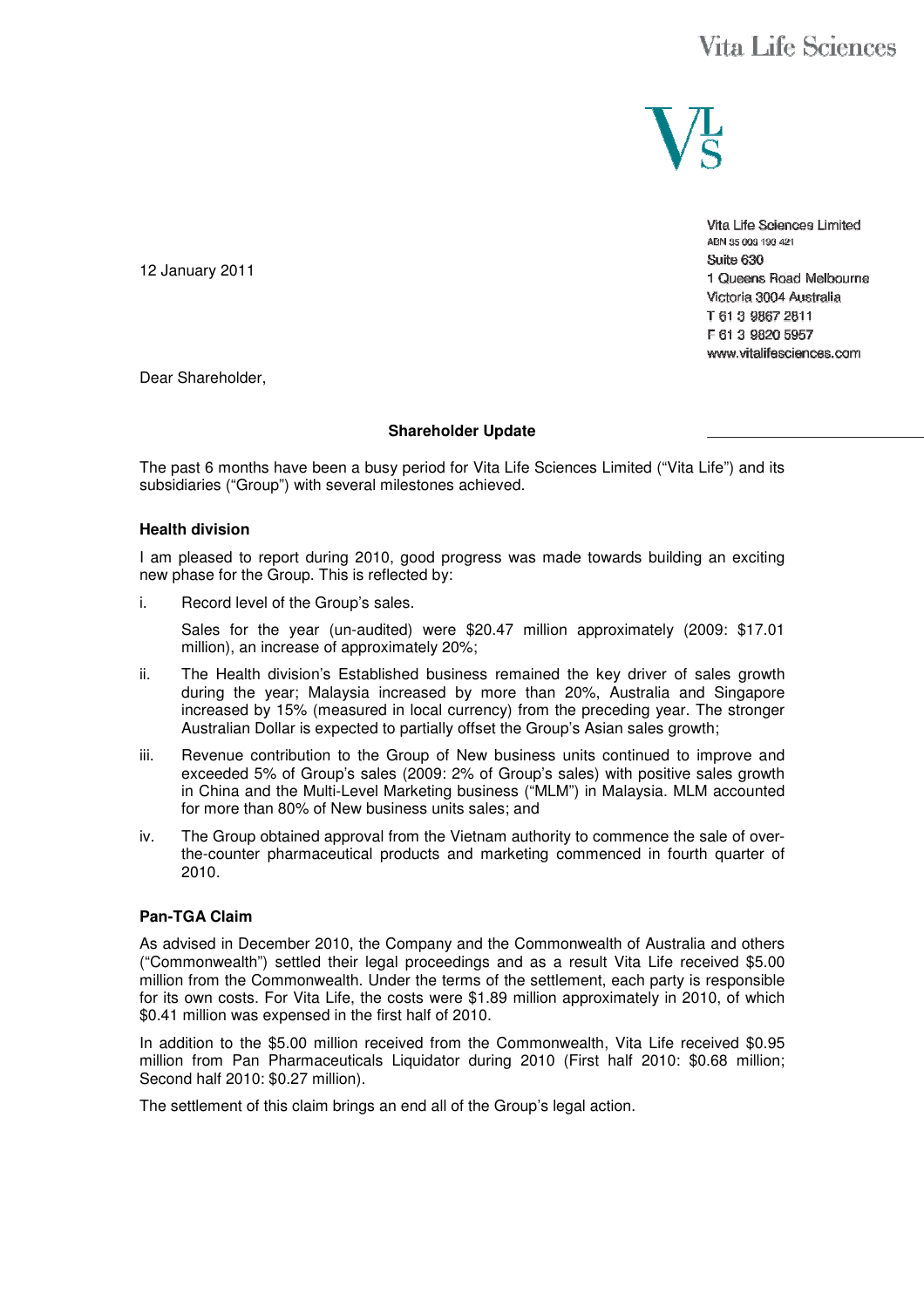Vita Life Sciences

Vita Life Sciences Limited
ABN 35 003 190 421
Suite 630
1 Queens Road Melbourne
Victoria 3004 Australia
T 61 3 9867 2811
F 61 3 9820 5957
www.vitalifesciences.com

12 January 2011

Dear Shareholder,

**Shareholder Update**

The past 6 months have been a busy period for Vita Life Sciences Limited ("Vita Life") and its subsidiaries ("Group") with several milestones achieved.

### Health division

I am pleased to report during 2010, good progress was made towards building an exciting new phase for the Group. This is reflected by:

i. Record level of the Group's sales.

   Sales for the year (un-audited) were $20.47 million approximately (2009: $17.01 million), an increase of approximately 20%;

ii. The Health division's Established business remained the key driver of sales growth during the year; Malaysia increased by more than 20%, Australia and Singapore increased by 15% (measured in local currency) from the preceding year. The stronger Australian Dollar is expected to partially offset the Group's Asian sales growth;

iii. Revenue contribution to the Group of New business units continued to improve and exceeded 5% of Group's sales (2009: 2% of Group's sales) with positive sales growth in China and the Multi-Level Marketing business ("MLM") in Malaysia. MLM accounted for more than 80% of New business units sales; and

iv. The Group obtained approval from the Vietnam authority to commence the sale of over-the-counter pharmaceutical products and marketing commenced in fourth quarter of 2010.

### Pan-TGA Claim

As advised in December 2010, the Company and the Commonwealth of Australia and others ("Commonwealth") settled their legal proceedings and as a result Vita Life received $5.00 million from the Commonwealth. Under the terms of the settlement, each party is responsible for its own costs. For Vita Life, the costs were $1.89 million approximately in 2010, of which $0.41 million was expensed in the first half of 2010.

In addition to the $5.00 million received from the Commonwealth, Vita Life received $0.95 million from Pan Pharmaceuticals Liquidator during 2010 (First half 2010: $0.68 million; Second half 2010: $0.27 million).

The settlement of this claim brings an end all of the Group's legal action.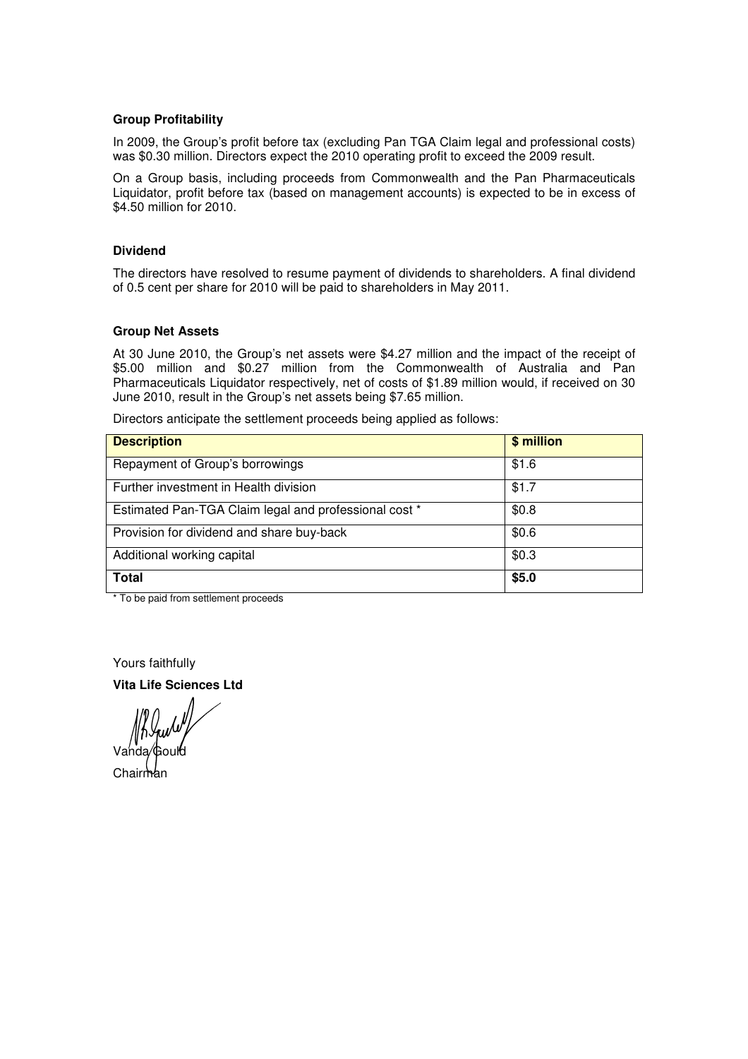**Group Profitability**

In 2009, the Group's profit before tax (excluding Pan TGA Claim legal and professional costs) was $0.30 million. Directors expect the 2010 operating profit to exceed the 2009 result.

On a Group basis, including proceeds from Commonwealth and the Pan Pharmaceuticals Liquidator, profit before tax (based on management accounts) is expected to be in excess of $4.50 million for 2010.

**Dividend**

The directors have resolved to resume payment of dividends to shareholders. A final dividend of 0.5 cent per share for 2010 will be paid to shareholders in May 2011.

**Group Net Assets**

At 30 June 2010, the Group's net assets were $4.27 million and the impact of the receipt of $5.00 million and $0.27 million from the Commonwealth of Australia and Pan Pharmaceuticals Liquidator respectively, net of costs of $1.89 million would, if received on 30 June 2010, result in the Group's net assets being $7.65 million.

Directors anticipate the settlement proceeds being applied as follows:

| Description | $ million |
|---|---|
| Repayment of Group's borrowings | $1.6 |
| Further investment in Health division | $1.7 |
| Estimated Pan-TGA Claim legal and professional cost * | $0.8 |
| Provision for dividend and share buy-back | $0.6 |
| Additional working capital | $0.3 |
| **Total** | **$5.0** |

* To be paid from settlement proceeds

Yours faithfully

**Vita Life Sciences Ltd**

Vanda Gould

Chairman